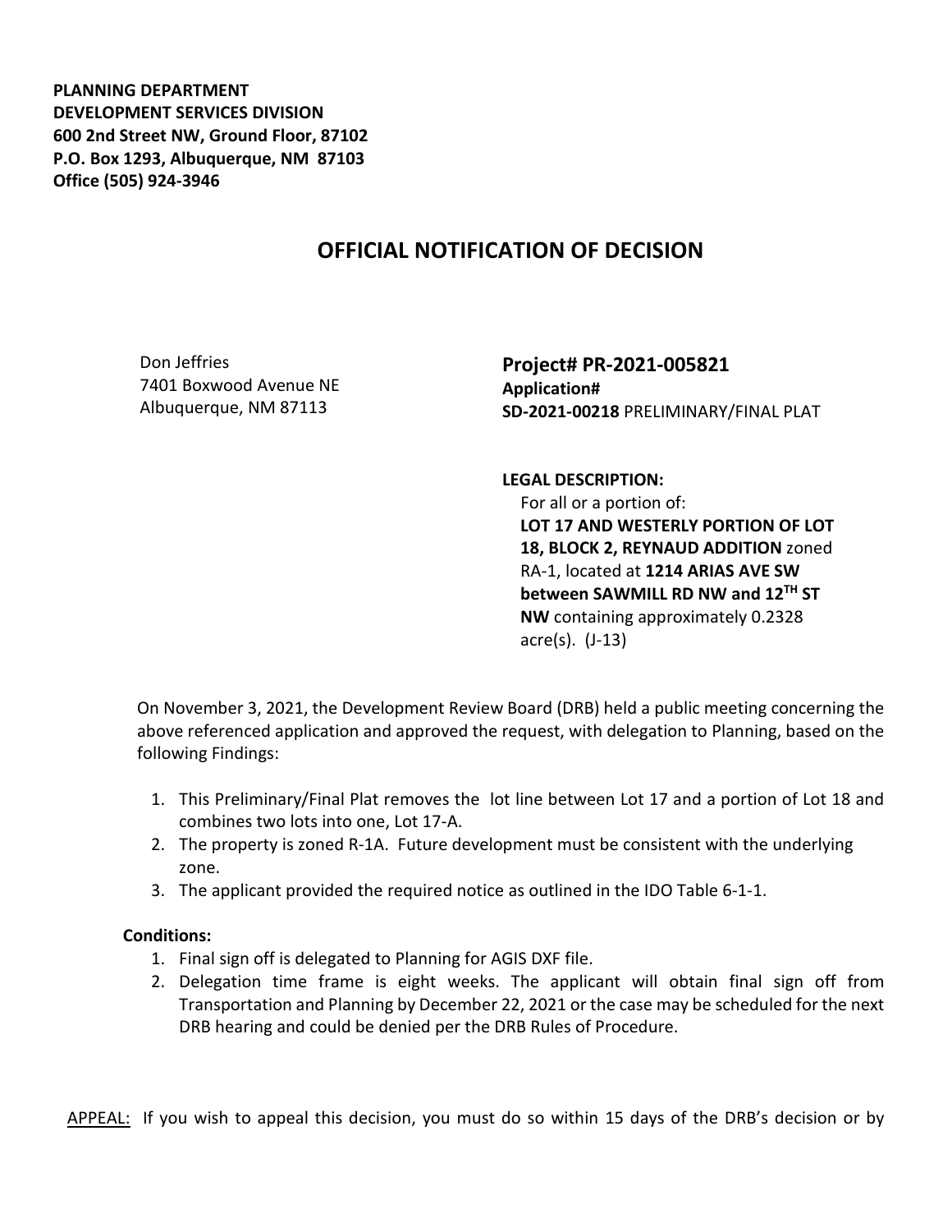**PLANNING DEPARTMENT**
**DEVELOPMENT SERVICES DIVISION**
**600 2nd Street NW, Ground Floor, 87102**
**P.O. Box 1293, Albuquerque, NM 87103**
**Office (505) 924-3946**

# OFFICIAL NOTIFICATION OF DECISION

Don Jeffries
7401 Boxwood Avenue NE
Albuquerque, NM 87113

**Project# PR-2021-005821**
**Application#**
**SD-2021-00218** PRELIMINARY/FINAL PLAT

**LEGAL DESCRIPTION:**
For all or a portion of:
**LOT 17 AND WESTERLY PORTION OF LOT 18, BLOCK 2, REYNAUD ADDITION** zoned RA-1, located at **1214 ARIAS AVE SW between SAWMILL RD NW and 12TH ST NW** containing approximately 0.2328 acre(s). (J-13)

On November 3, 2021, the Development Review Board (DRB) held a public meeting concerning the above referenced application and approved the request, with delegation to Planning, based on the following Findings:

1. This Preliminary/Final Plat removes the lot line between Lot 17 and a portion of Lot 18 and combines two lots into one, Lot 17-A.
2. The property is zoned R-1A. Future development must be consistent with the underlying zone.
3. The applicant provided the required notice as outlined in the IDO Table 6-1-1.

**Conditions:**

1. Final sign off is delegated to Planning for AGIS DXF file.
2. Delegation time frame is eight weeks. The applicant will obtain final sign off from Transportation and Planning by December 22, 2021 or the case may be scheduled for the next DRB hearing and could be denied per the DRB Rules of Procedure.

APPEAL: If you wish to appeal this decision, you must do so within 15 days of the DRB's decision or by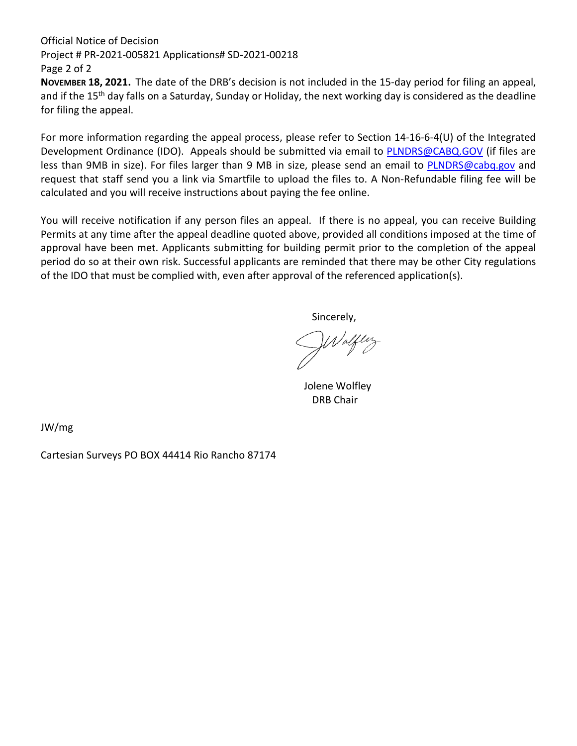**NOVEMBER 18, 2021.** The date of the DRB's decision is not included in the 15-day period for filing an appeal, and if the 15th day falls on a Saturday, Sunday or Holiday, the next working day is considered as the deadline for filing the appeal.

For more information regarding the appeal process, please refer to Section 14-16-6-4(U) of the Integrated Development Ordinance (IDO). Appeals should be submitted via email to PLNDRS@CABQ.GOV (if files are less than 9MB in size). For files larger than 9 MB in size, please send an email to PLNDRS@cabq.gov and request that staff send you a link via Smartfile to upload the files to. A Non-Refundable filing fee will be calculated and you will receive instructions about paying the fee online.

You will receive notification if any person files an appeal. If there is no appeal, you can receive Building Permits at any time after the appeal deadline quoted above, provided all conditions imposed at the time of approval have been met. Applicants submitting for building permit prior to the completion of the appeal period do so at their own risk. Successful applicants are reminded that there may be other City regulations of the IDO that must be complied with, even after approval of the referenced application(s).

Sincerely,

Jolene Wolfley
DRB Chair

JW/mg

Cartesian Surveys PO BOX 44414 Rio Rancho 87174